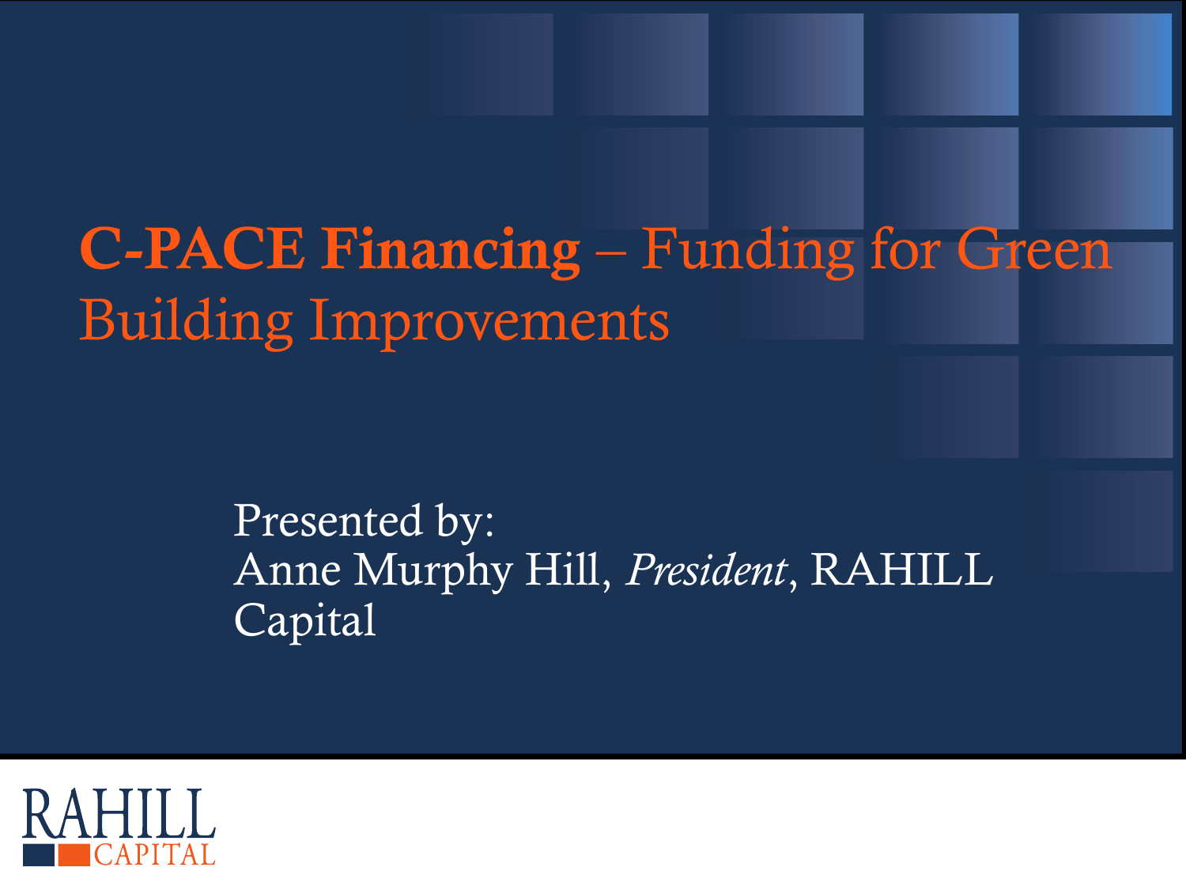# **C-PACE Financing** – Funding for Green Building Improvements

Presented by:
Anne Murphy Hill, *President*, RAHILL Capital

RAHILL CAPITAL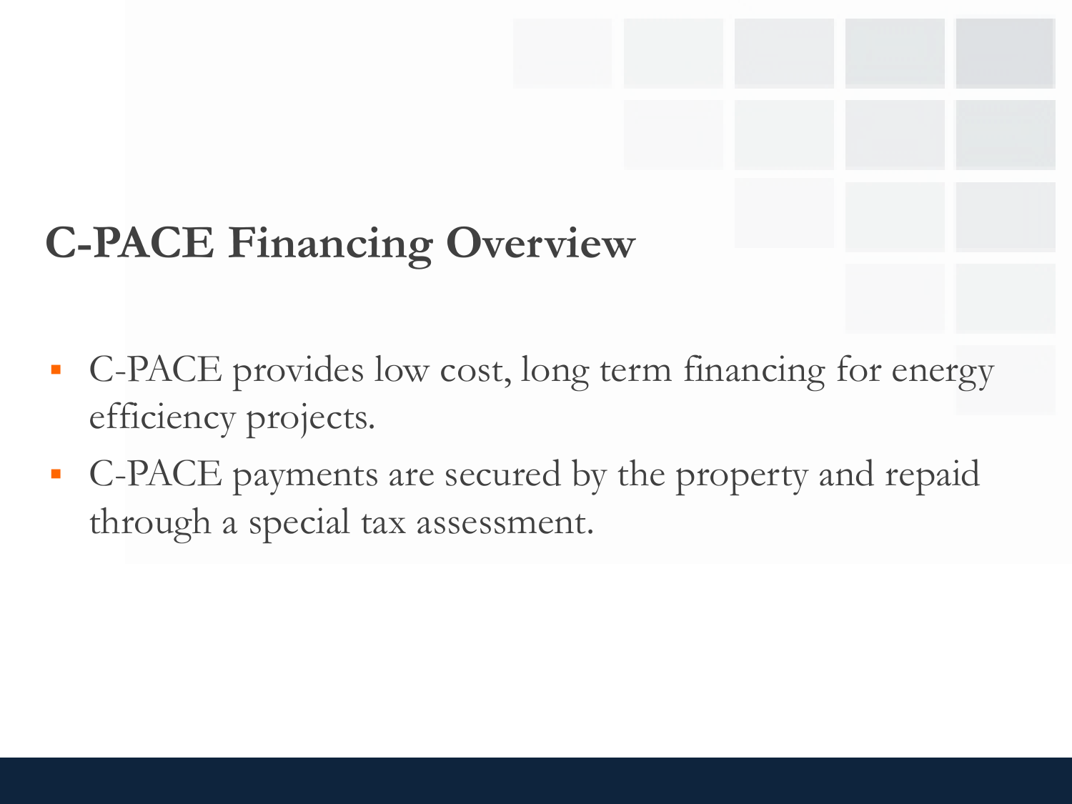# C-PACE Financing Overview

- C-PACE provides low cost, long term financing for energy efficiency projects.
- C-PACE payments are secured by the property and repaid through a special tax assessment.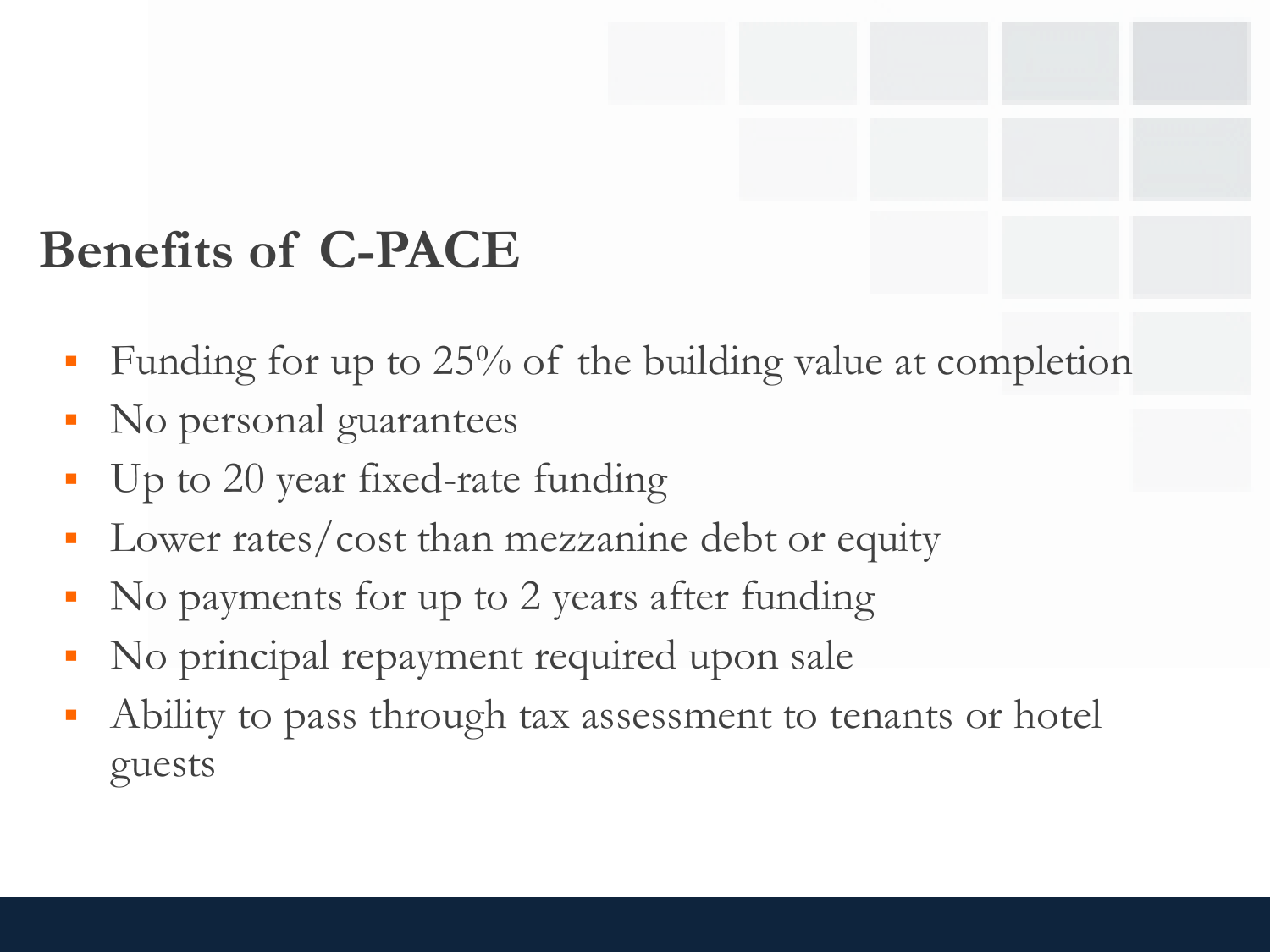## Benefits of C-PACE

- Funding for up to 25% of the building value at completion
- No personal guarantees
- Up to 20 year fixed-rate funding
- Lower rates/cost than mezzanine debt or equity
- No payments for up to 2 years after funding
- No principal repayment required upon sale
- Ability to pass through tax assessment to tenants or hotel guests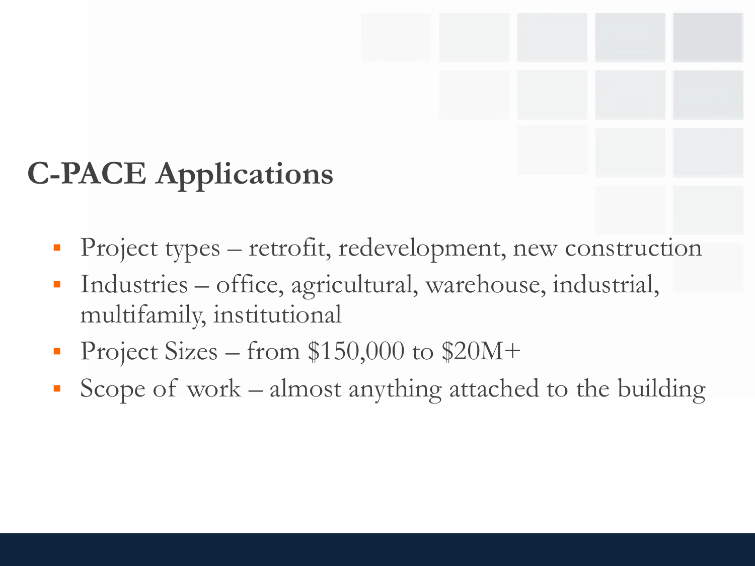# C-PACE Applications

- Project types – retrofit, redevelopment, new construction
- Industries – office, agricultural, warehouse, industrial, multifamily, institutional
- Project Sizes – from $150,000 to $20M+
- Scope of work – almost anything attached to the building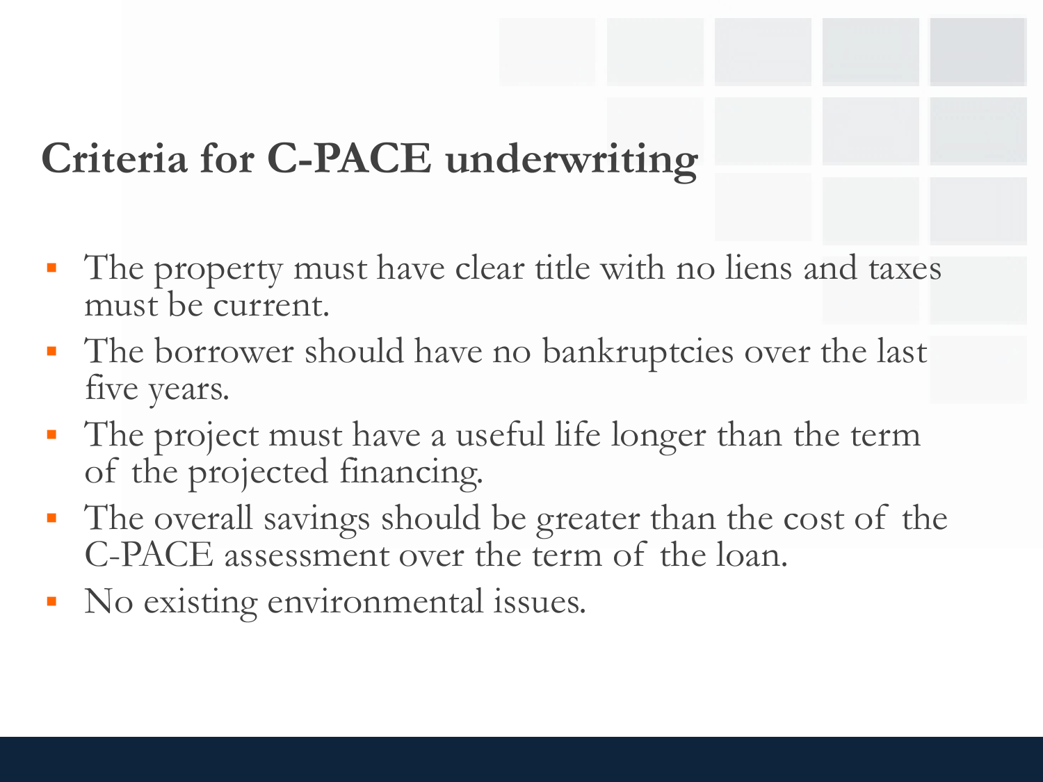# Criteria for C-PACE underwriting

- The property must have clear title with no liens and taxes must be current.
- The borrower should have no bankruptcies over the last five years.
- The project must have a useful life longer than the term of the projected financing.
- The overall savings should be greater than the cost of the C-PACE assessment over the term of the loan.
- No existing environmental issues.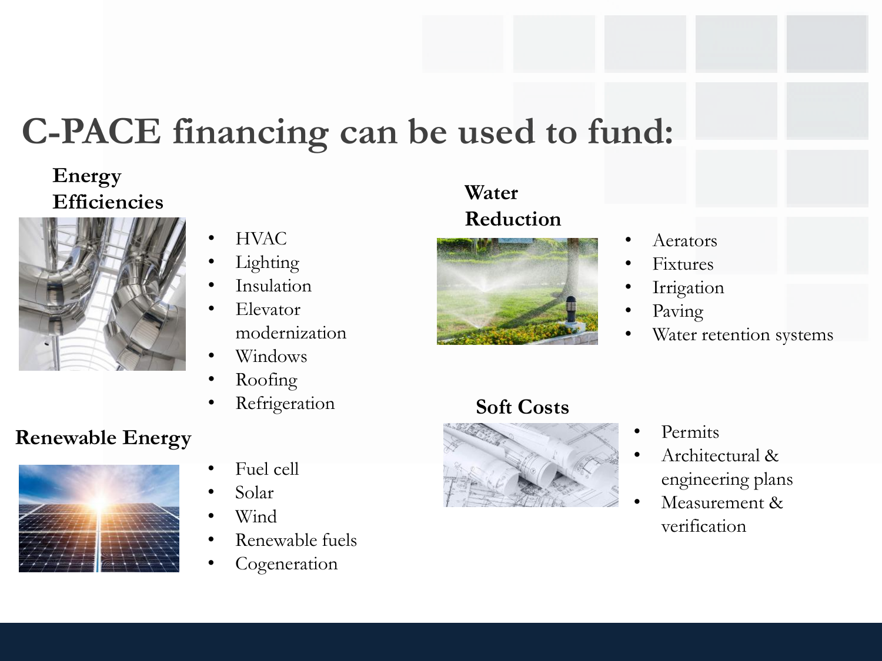# C-PACE financing can be used to fund:

### Energy Efficiencies

- HVAC
- Lighting
- Insulation
- Elevator modernization
- Windows
- Roofing
- Refrigeration

### Renewable Energy

- Fuel cell
- Solar
- Wind
- Renewable fuels
- Cogeneration

### Water Reduction

- Aerators
- Fixtures
- Irrigation
- Paving
- Water retention systems

### Soft Costs

- Permits
- Architectural & engineering plans
- Measurement & verification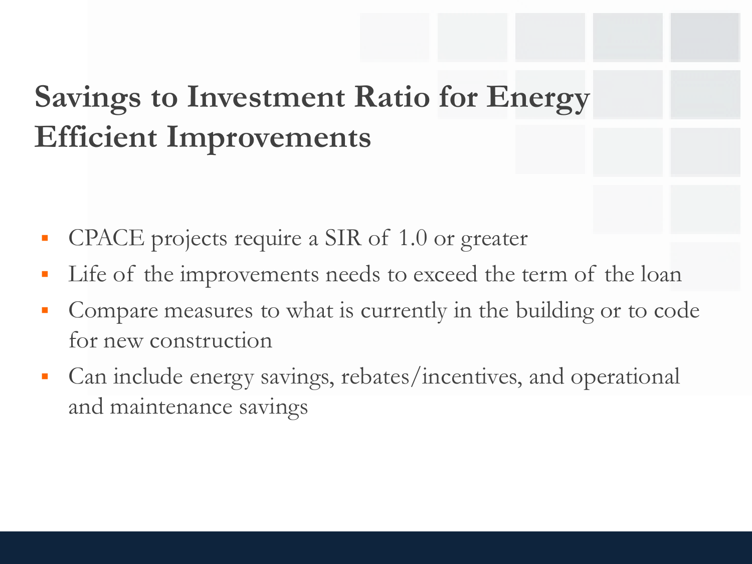# Savings to Investment Ratio for Energy Efficient Improvements

- CPACE projects require a SIR of 1.0 or greater
- Life of the improvements needs to exceed the term of the loan
- Compare measures to what is currently in the building or to code for new construction
- Can include energy savings, rebates/incentives, and operational and maintenance savings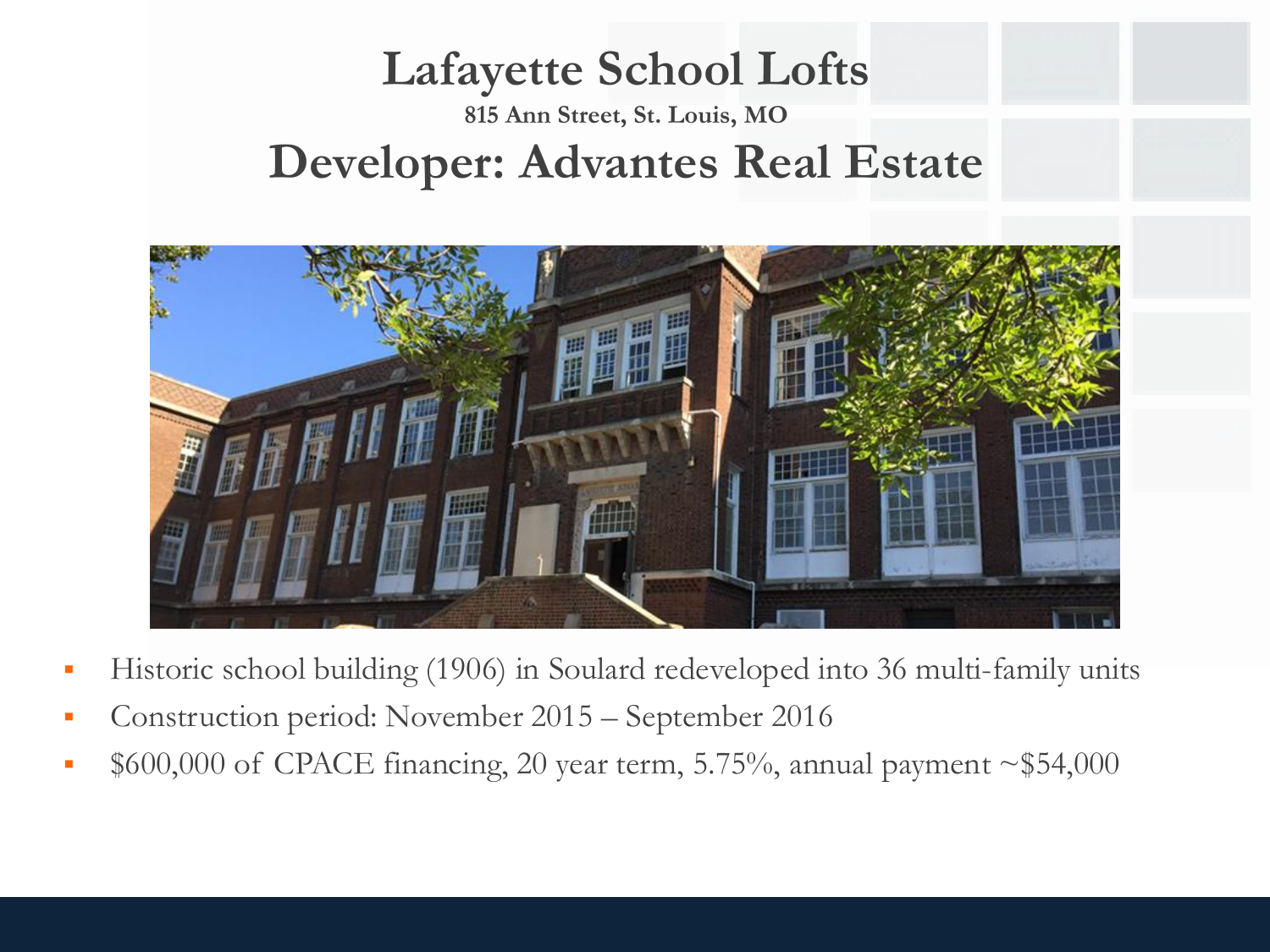# Lafayette School Lofts

**815 Ann Street, St. Louis, MO**

## Developer: Advantes Real Estate

- Historic school building (1906) in Soulard redeveloped into 36 multi-family units
- Construction period: November 2015 – September 2016
- $600,000 of CPACE financing, 20 year term, 5.75%, annual payment ~$54,000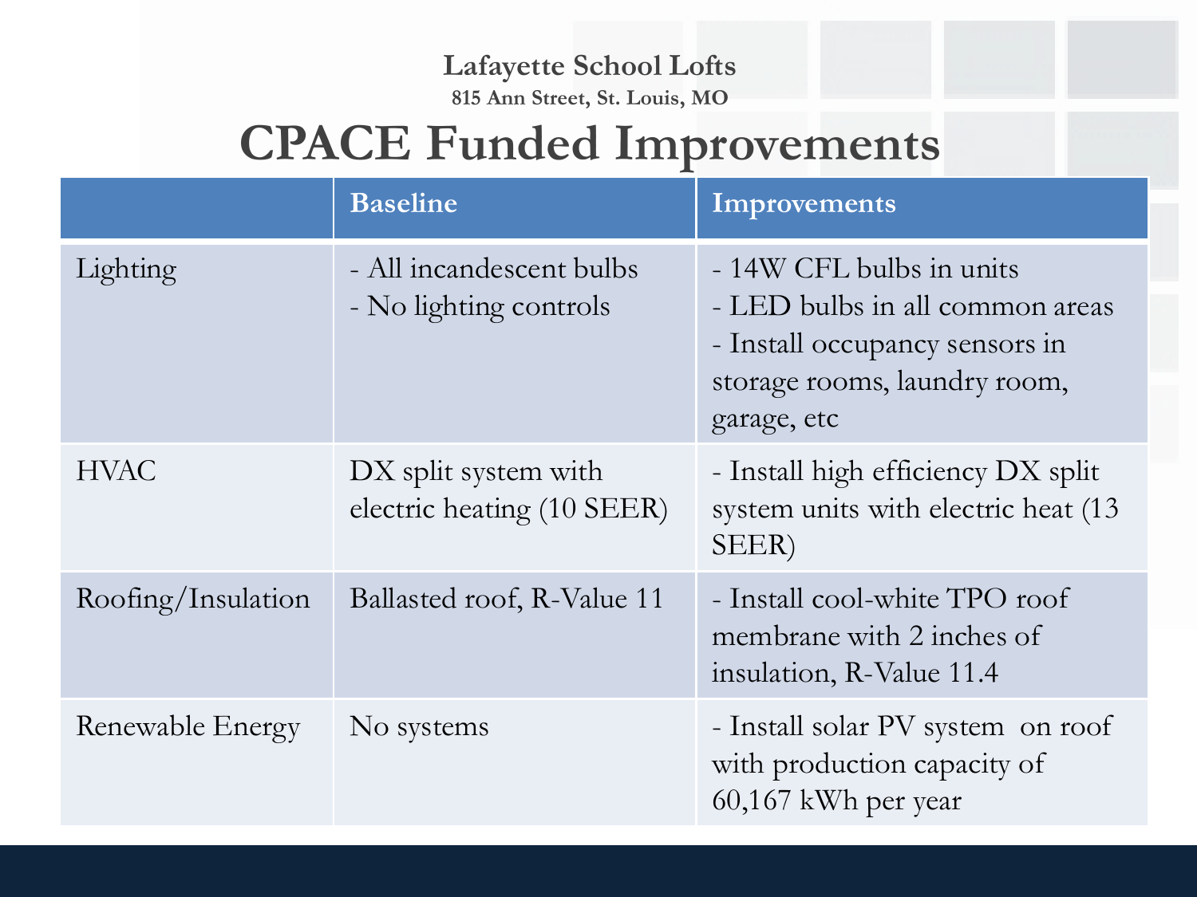**Lafayette School Lofts**

**815 Ann Street, St. Louis, MO**

# CPACE Funded Improvements

| | Baseline | Improvements |
|---|---|---|
| Lighting | - All incandescent bulbs<br>- No lighting controls | - 14W CFL bulbs in units<br>- LED bulbs in all common areas<br>- Install occupancy sensors in storage rooms, laundry room, garage, etc |
| HVAC | DX split system with electric heating (10 SEER) | - Install high efficiency DX split system units with electric heat (13 SEER) |
| Roofing/Insulation | Ballasted roof, R-Value 11 | - Install cool-white TPO roof membrane with 2 inches of insulation, R-Value 11.4 |
| Renewable Energy | No systems | - Install solar PV system on roof with production capacity of 60,167 kWh per year |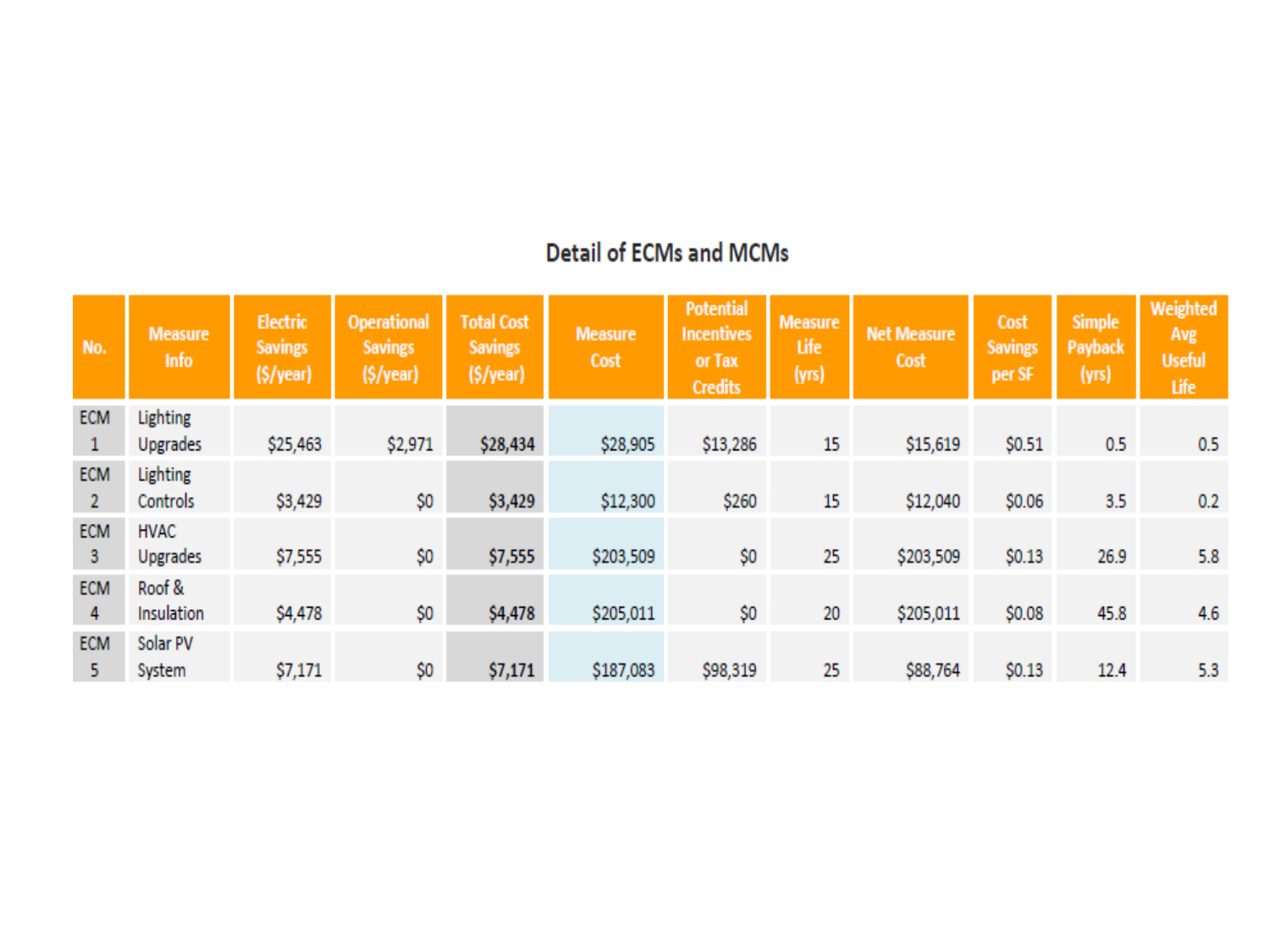## Detail of ECMs and MCMs

| No. | Measure Info | Electric Savings ($/year) | Operational Savings ($/year) | Total Cost Savings ($/year) | Measure Cost | Potential Incentives or Tax Credits | Measure Life (yrs) | Net Measure Cost | Cost Savings per SF | Simple Payback (yrs) | Weighted Avg Useful Life |
|---|---|---|---|---|---|---|---|---|---|---|---|
| ECM 1 | Lighting Upgrades | $25,463 | $2,971 | $28,434 | $28,905 | $13,286 | 15 | $15,619 | $0.51 | 0.5 | 0.5 |
| ECM 2 | Lighting Controls | $3,429 | $0 | $3,429 | $12,300 | $260 | 15 | $12,040 | $0.06 | 3.5 | 0.2 |
| ECM 3 | HVAC Upgrades | $7,555 | $0 | $7,555 | $203,509 | $0 | 25 | $203,509 | $0.13 | 26.9 | 5.8 |
| ECM 4 | Roof & Insulation | $4,478 | $0 | $4,478 | $205,011 | $0 | 20 | $205,011 | $0.08 | 45.8 | 4.6 |
| ECM 5 | Solar PV System | $7,171 | $0 | $7,171 | $187,083 | $98,319 | 25 | $88,764 | $0.13 | 12.4 | 5.3 |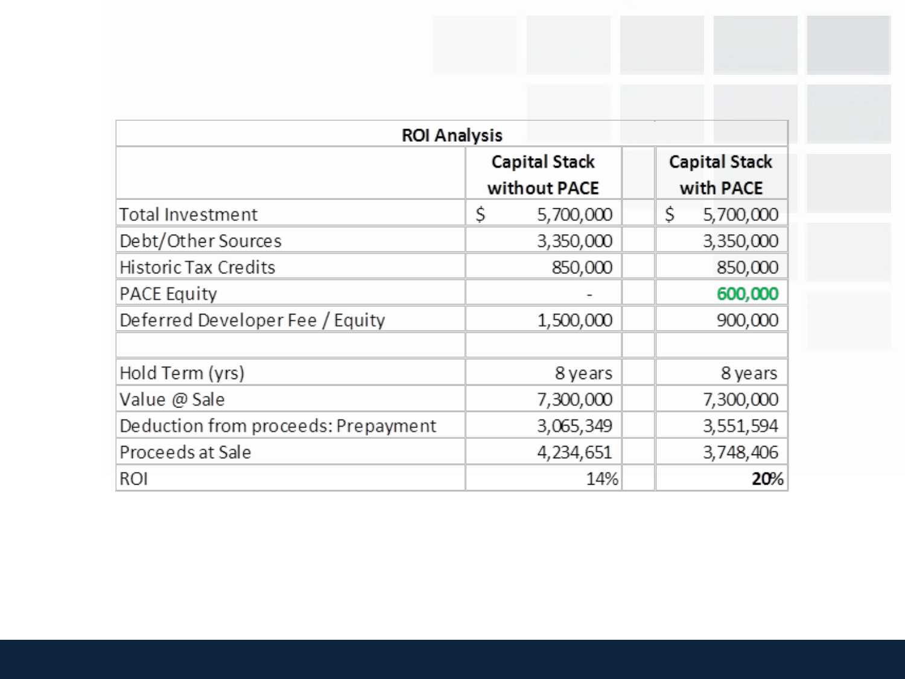| ROI Analysis | | | |
|---|---|---|---|
| | Capital Stack without PACE | | Capital Stack with PACE |
| Total Investment | $ 5,700,000 | | $ 5,700,000 |
| Debt/Other Sources | 3,350,000 | | 3,350,000 |
| Historic Tax Credits | 850,000 | | 850,000 |
| PACE Equity | - | | 600,000 |
| Deferred Developer Fee / Equity | 1,500,000 | | 900,000 |
| | | | |
| Hold Term (yrs) | 8 years | | 8 years |
| Value @ Sale | 7,300,000 | | 7,300,000 |
| Deduction from proceeds: Prepayment | 3,065,349 | | 3,551,594 |
| Proceeds at Sale | 4,234,651 | | 3,748,406 |
| ROI | 14% | | **20%** |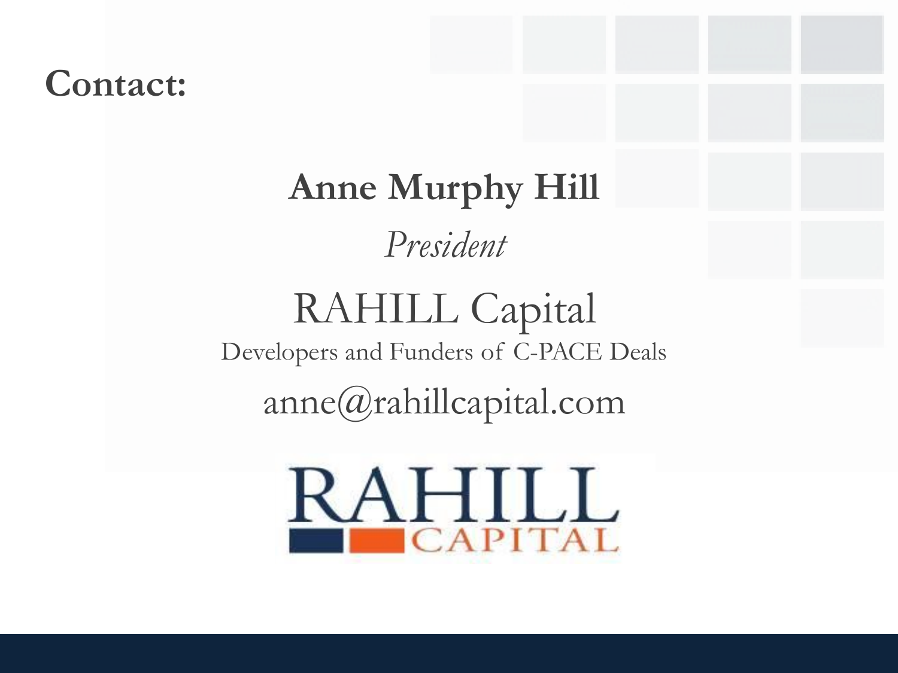# Contact:

**Anne Murphy Hill**

*President*

RAHILL Capital

Developers and Funders of C-PACE Deals

anne@rahillcapital.com